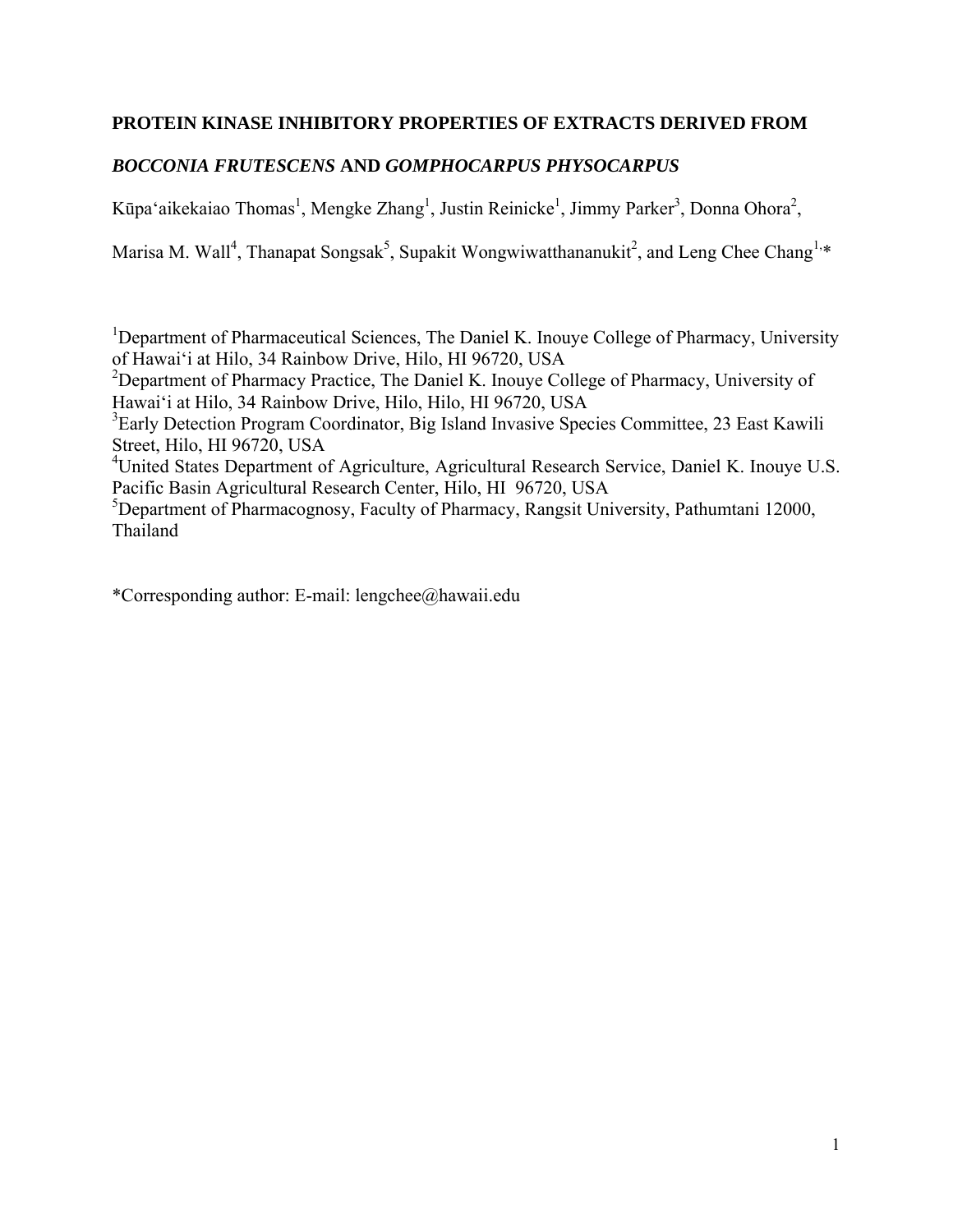# PROTEIN KINASE INHIBITORY PROPERTIES OF EXTRACTS DERIVED FROM *BOCCONIA FRUTESCENS* AND *GOMPHOCARPUS PHYSOCARPUS*

Kūpa'aikekaiao Thomas[1], Mengke Zhang[1], Justin Reinicke[1], Jimmy Parker[3], Donna Ohora[2], Marisa M. Wall[4], Thanapat Songsak[5], Supakit Wongwiwatthananukit[2], and Leng Chee Chang[1,*]

[1]Department of Pharmaceutical Sciences, The Daniel K. Inouye College of Pharmacy, University of Hawai'i at Hilo, 34 Rainbow Drive, Hilo, HI 96720, USA
[2]Department of Pharmacy Practice, The Daniel K. Inouye College of Pharmacy, University of Hawai'i at Hilo, 34 Rainbow Drive, Hilo, Hilo, HI 96720, USA
[3]Early Detection Program Coordinator, Big Island Invasive Species Committee, 23 East Kawili Street, Hilo, HI 96720, USA
[4]United States Department of Agriculture, Agricultural Research Service, Daniel K. Inouye U.S. Pacific Basin Agricultural Research Center, Hilo, HI 96720, USA
[5]Department of Pharmacognosy, Faculty of Pharmacy, Rangsit University, Pathumtani 12000, Thailand

*Corresponding author: E-mail: lengchee@hawaii.edu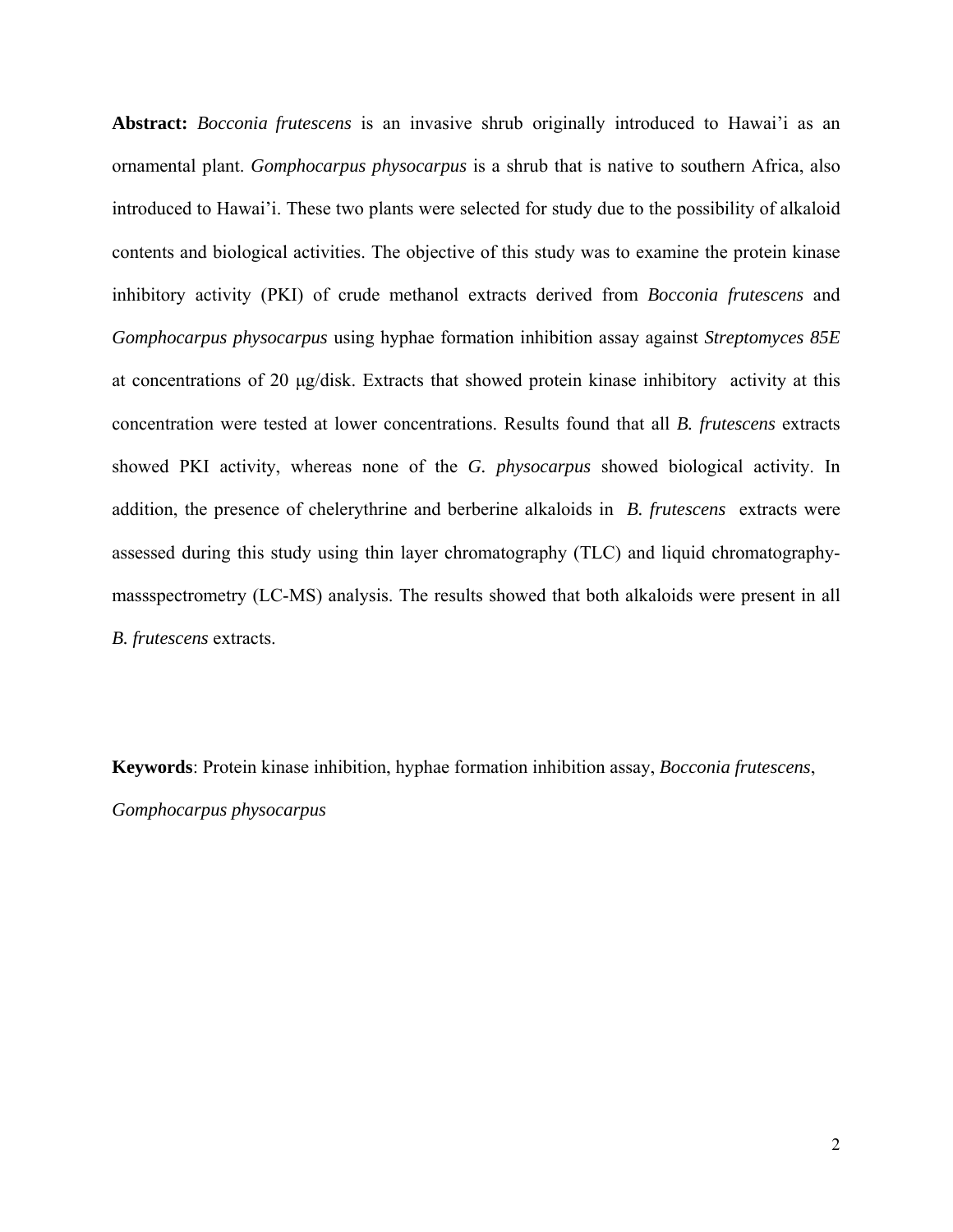**Abstract:** *Bocconia frutescens* is an invasive shrub originally introduced to Hawai'i as an ornamental plant. *Gomphocarpus physocarpus* is a shrub that is native to southern Africa, also introduced to Hawai'i. These two plants were selected for study due to the possibility of alkaloid contents and biological activities. The objective of this study was to examine the protein kinase inhibitory activity (PKI) of crude methanol extracts derived from *Bocconia frutescens* and *Gomphocarpus physocarpus* using hyphae formation inhibition assay against *Streptomyces 85E* at concentrations of 20 μg/disk. Extracts that showed protein kinase inhibitory activity at this concentration were tested at lower concentrations. Results found that all *B. frutescens* extracts showed PKI activity, whereas none of the *G. physocarpus* showed biological activity. In addition, the presence of chelerythrine and berberine alkaloids in *B. frutescens* extracts were assessed during this study using thin layer chromatography (TLC) and liquid chromatography-massspectrometry (LC-MS) analysis. The results showed that both alkaloids were present in all *B. frutescens* extracts.

**Keywords**: Protein kinase inhibition, hyphae formation inhibition assay, *Bocconia frutescens*, *Gomphocarpus physocarpus*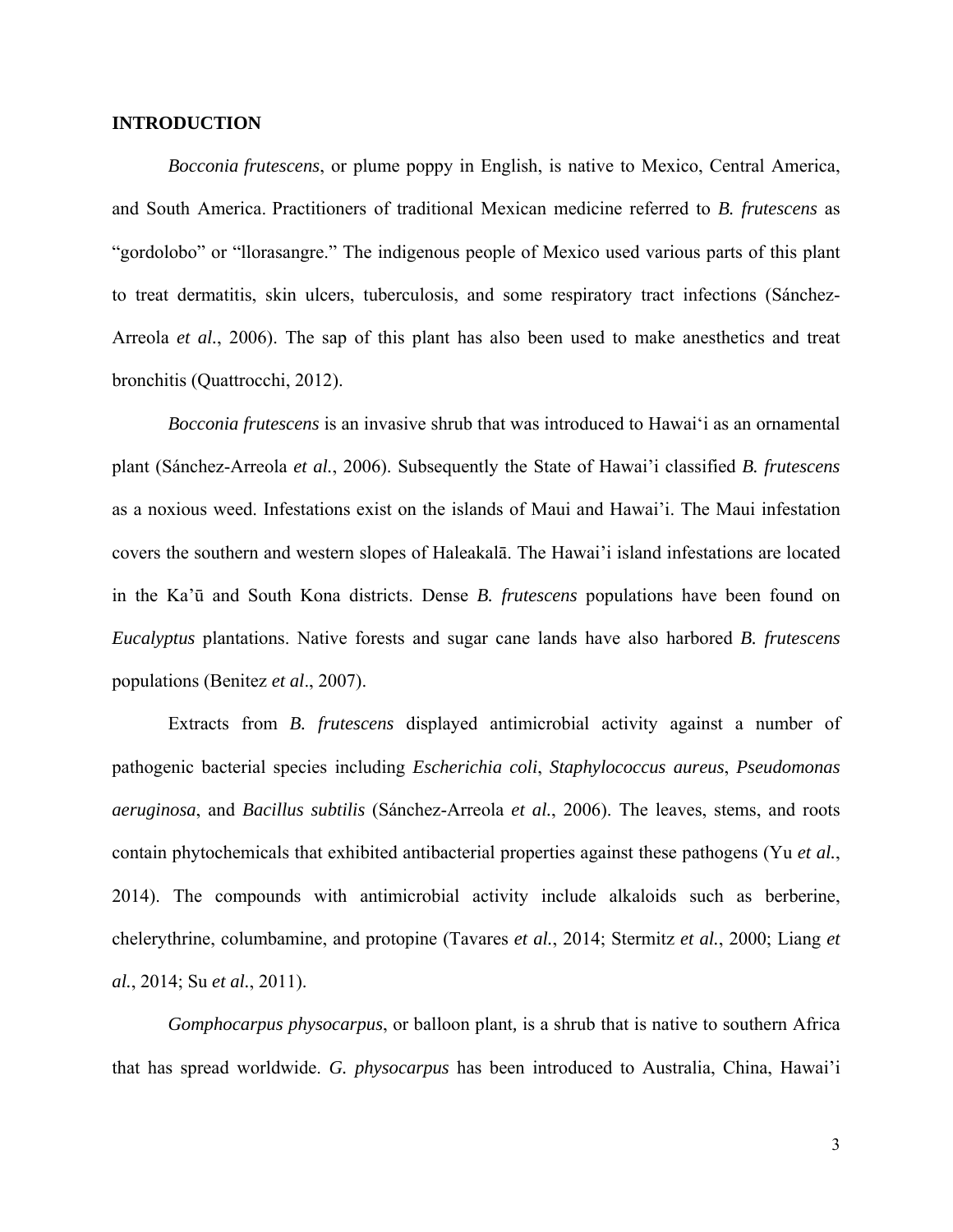## INTRODUCTION

*Bocconia frutescens*, or plume poppy in English, is native to Mexico, Central America, and South America. Practitioners of traditional Mexican medicine referred to *B. frutescens* as "gordolobo" or "llorasangre." The indigenous people of Mexico used various parts of this plant to treat dermatitis, skin ulcers, tuberculosis, and some respiratory tract infections (Sánchez-Arreola *et al.*, 2006). The sap of this plant has also been used to make anesthetics and treat bronchitis (Quattrocchi, 2012).

*Bocconia frutescens* is an invasive shrub that was introduced to Hawai'i as an ornamental plant (Sánchez-Arreola *et al.*, 2006). Subsequently the State of Hawai'i classified *B. frutescens* as a noxious weed. Infestations exist on the islands of Maui and Hawai'i. The Maui infestation covers the southern and western slopes of Haleakalā. The Hawai'i island infestations are located in the Ka'ū and South Kona districts. Dense *B. frutescens* populations have been found on *Eucalyptus* plantations. Native forests and sugar cane lands have also harbored *B. frutescens* populations (Benitez *et al*., 2007).

Extracts from *B. frutescens* displayed antimicrobial activity against a number of pathogenic bacterial species including *Escherichia coli*, *Staphylococcus aureus*, *Pseudomonas aeruginosa*, and *Bacillus subtilis* (Sánchez-Arreola *et al.*, 2006). The leaves, stems, and roots contain phytochemicals that exhibited antibacterial properties against these pathogens (Yu *et al.*, 2014). The compounds with antimicrobial activity include alkaloids such as berberine, chelerythrine, columbamine, and protopine (Tavares *et al.*, 2014; Stermitz *et al.*, 2000; Liang *et al.*, 2014; Su *et al.*, 2011).

*Gomphocarpus physocarpus*, or balloon plant, is a shrub that is native to southern Africa that has spread worldwide. *G. physocarpus* has been introduced to Australia, China, Hawai'i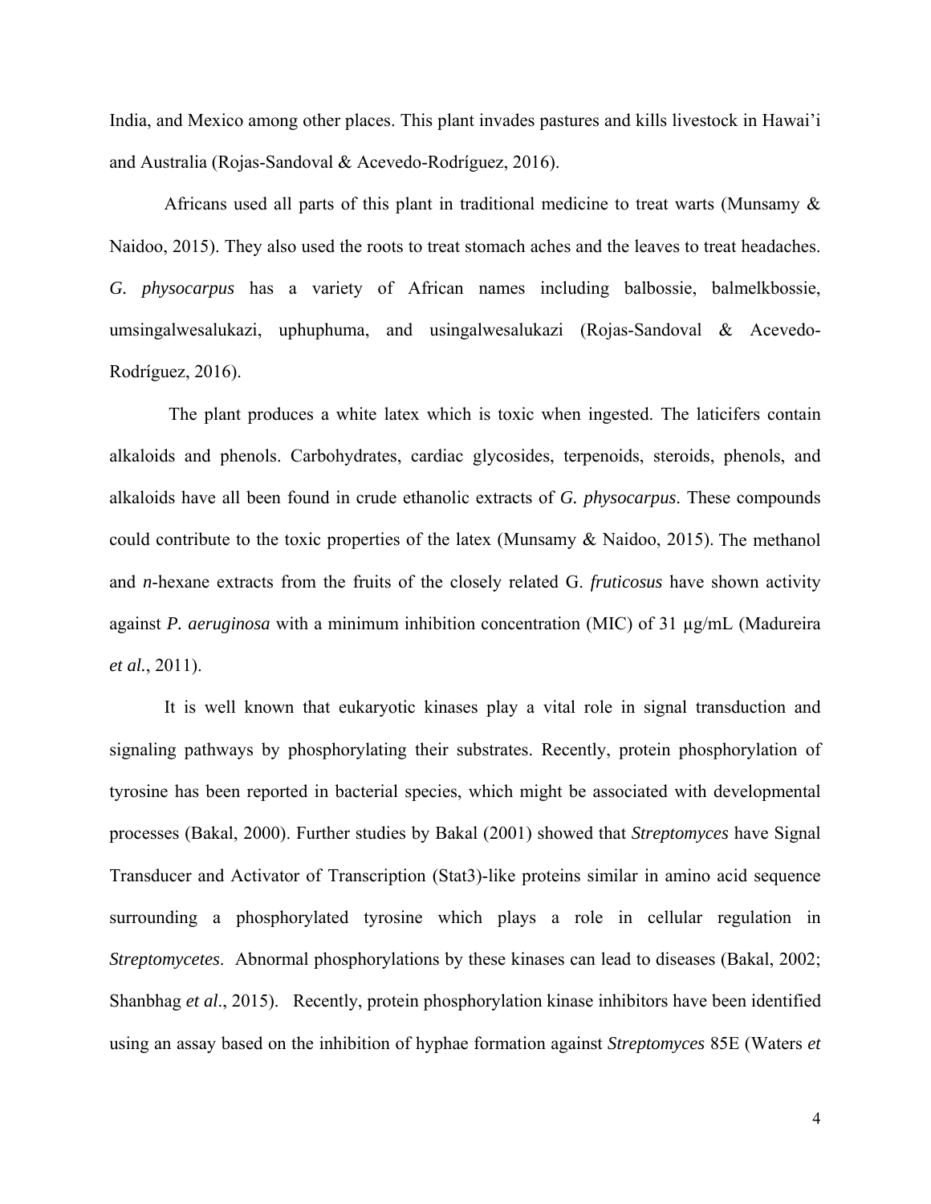India, and Mexico among other places. This plant invades pastures and kills livestock in Hawai'i and Australia (Rojas-Sandoval & Acevedo-Rodríguez, 2016).

Africans used all parts of this plant in traditional medicine to treat warts (Munsamy & Naidoo, 2015). They also used the roots to treat stomach aches and the leaves to treat headaches. *G. physocarpus* has a variety of African names including balbossie, balmelkbossie, umsingalwesalukazi, uphuphuma, and usingalwesalukazi (Rojas-Sandoval & Acevedo-Rodríguez, 2016).

The plant produces a white latex which is toxic when ingested. The laticifers contain alkaloids and phenols. Carbohydrates, cardiac glycosides, terpenoids, steroids, phenols, and alkaloids have all been found in crude ethanolic extracts of *G. physocarpus*. These compounds could contribute to the toxic properties of the latex (Munsamy & Naidoo, 2015). The methanol and *n*-hexane extracts from the fruits of the closely related G. *fruticosus* have shown activity against *P. aeruginosa* with a minimum inhibition concentration (MIC) of 31 µg/mL (Madureira *et al.*, 2011).

It is well known that eukaryotic kinases play a vital role in signal transduction and signaling pathways by phosphorylating their substrates. Recently, protein phosphorylation of tyrosine has been reported in bacterial species, which might be associated with developmental processes (Bakal, 2000). Further studies by Bakal (2001) showed that *Streptomyces* have Signal Transducer and Activator of Transcription (Stat3)-like proteins similar in amino acid sequence surrounding a phosphorylated tyrosine which plays a role in cellular regulation in *Streptomycetes*. Abnormal phosphorylations by these kinases can lead to diseases (Bakal, 2002; Shanbhag *et al*., 2015). Recently, protein phosphorylation kinase inhibitors have been identified using an assay based on the inhibition of hyphae formation against *Streptomyces* 85E (Waters *et*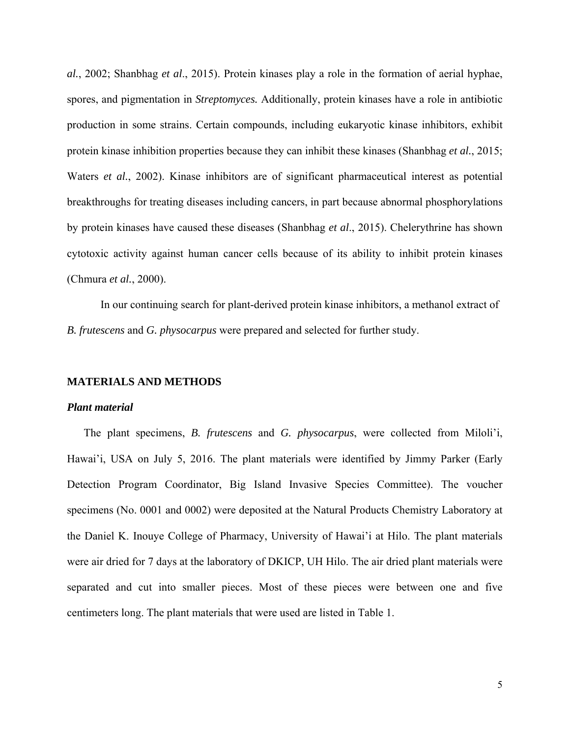*al.*, 2002; Shanbhag *et al*., 2015). Protein kinases play a role in the formation of aerial hyphae, spores, and pigmentation in *Streptomyces.* Additionally, protein kinases have a role in antibiotic production in some strains. Certain compounds, including eukaryotic kinase inhibitors, exhibit protein kinase inhibition properties because they can inhibit these kinases (Shanbhag *et al.*, 2015; Waters *et al.*, 2002). Kinase inhibitors are of significant pharmaceutical interest as potential breakthroughs for treating diseases including cancers, in part because abnormal phosphorylations by protein kinases have caused these diseases (Shanbhag *et al*., 2015). Chelerythrine has shown cytotoxic activity against human cancer cells because of its ability to inhibit protein kinases (Chmura *et al*., 2000).

In our continuing search for plant-derived protein kinase inhibitors, a methanol extract of *B. frutescens* and *G. physocarpus* were prepared and selected for further study.

## MATERIALS AND METHODS

### *Plant material*

The plant specimens, *B. frutescens* and *G. physocarpus*, were collected from Miloli'i, Hawai'i, USA on July 5, 2016. The plant materials were identified by Jimmy Parker (Early Detection Program Coordinator, Big Island Invasive Species Committee). The voucher specimens (No. 0001 and 0002) were deposited at the Natural Products Chemistry Laboratory at the Daniel K. Inouye College of Pharmacy, University of Hawai'i at Hilo. The plant materials were air dried for 7 days at the laboratory of DKICP, UH Hilo. The air dried plant materials were separated and cut into smaller pieces. Most of these pieces were between one and five centimeters long. The plant materials that were used are listed in Table 1.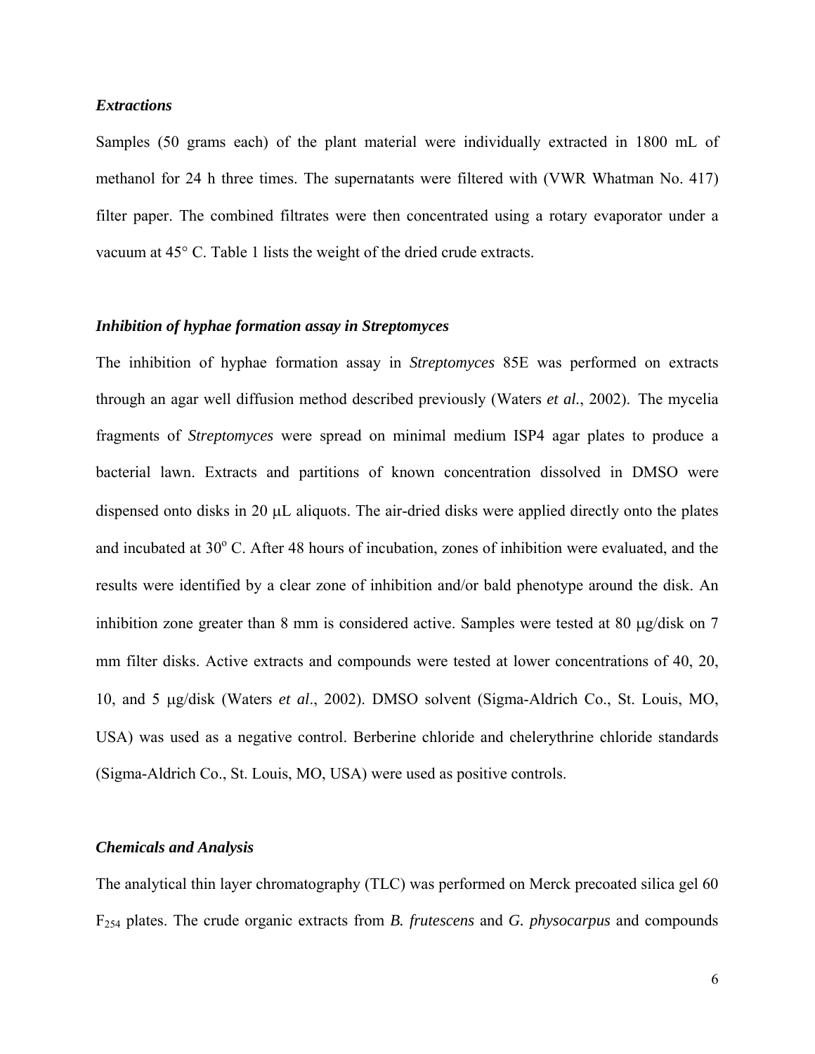### *Extractions*

Samples (50 grams each) of the plant material were individually extracted in 1800 mL of methanol for 24 h three times. The supernatants were filtered with (VWR Whatman No. 417) filter paper. The combined filtrates were then concentrated using a rotary evaporator under a vacuum at 45° C. Table 1 lists the weight of the dried crude extracts.

### *Inhibition of hyphae formation assay in Streptomyces*

The inhibition of hyphae formation assay in *Streptomyces* 85E was performed on extracts through an agar well diffusion method described previously (Waters *et al.*, 2002). The mycelia fragments of *Streptomyces* were spread on minimal medium ISP4 agar plates to produce a bacterial lawn. Extracts and partitions of known concentration dissolved in DMSO were dispensed onto disks in 20 μL aliquots. The air-dried disks were applied directly onto the plates and incubated at 30$^{o}$ C. After 48 hours of incubation, zones of inhibition were evaluated, and the results were identified by a clear zone of inhibition and/or bald phenotype around the disk. An inhibition zone greater than 8 mm is considered active. Samples were tested at 80 μg/disk on 7 mm filter disks. Active extracts and compounds were tested at lower concentrations of 40, 20, 10, and 5 μg/disk (Waters *et al*., 2002). DMSO solvent (Sigma-Aldrich Co., St. Louis, MO, USA) was used as a negative control. Berberine chloride and chelerythrine chloride standards (Sigma-Aldrich Co., St. Louis, MO, USA) were used as positive controls.

### *Chemicals and Analysis*

The analytical thin layer chromatography (TLC) was performed on Merck precoated silica gel 60 $F_{254}$ plates. The crude organic extracts from *B. frutescens* and *G. physocarpus* and compounds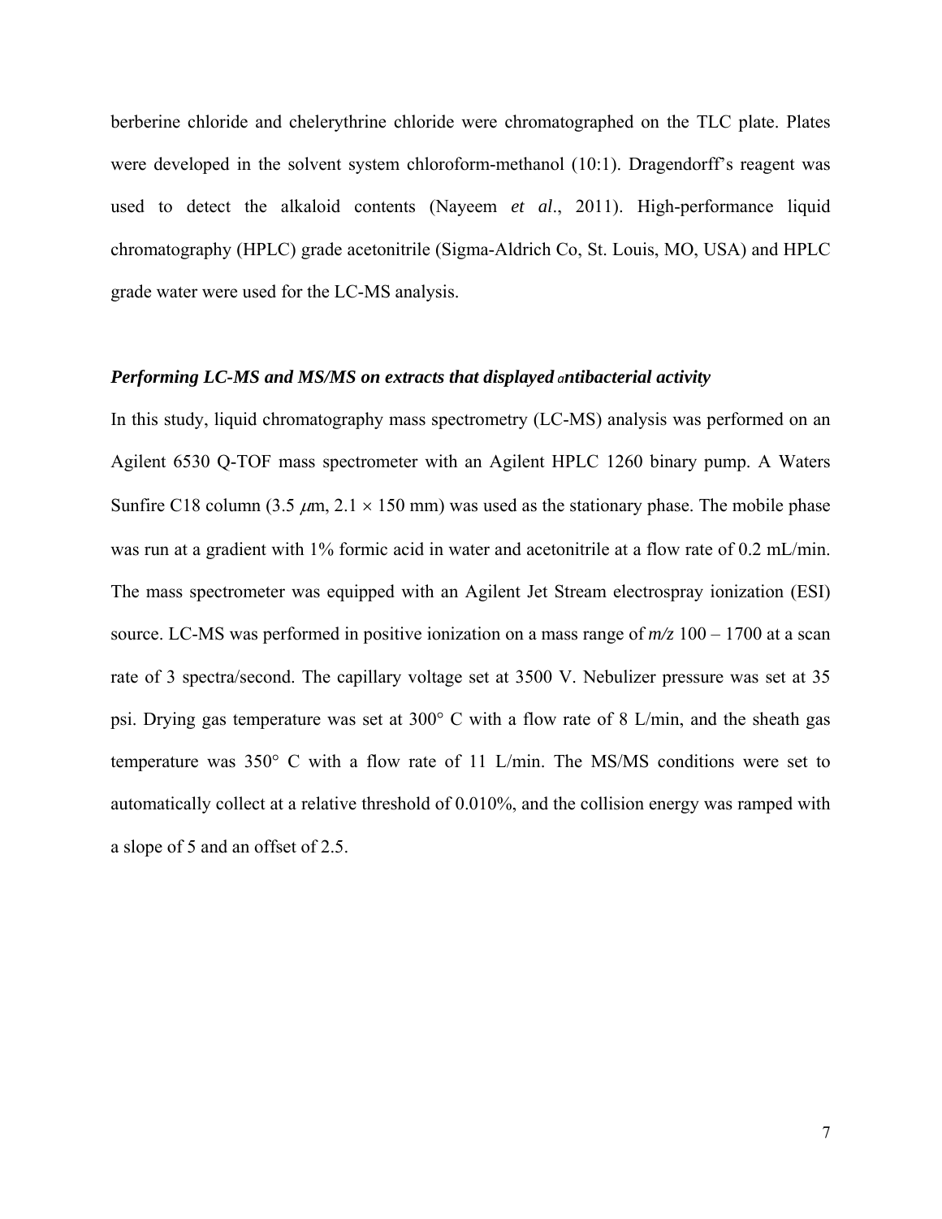berberine chloride and chelerythrine chloride were chromatographed on the TLC plate. Plates were developed in the solvent system chloroform-methanol (10:1). Dragendorff's reagent was used to detect the alkaloid contents (Nayeem *et al*., 2011). High-performance liquid chromatography (HPLC) grade acetonitrile (Sigma-Aldrich Co, St. Louis, MO, USA) and HPLC grade water were used for the LC-MS analysis.

### *Performing LC-MS and MS/MS on extracts that displayed antibacterial activity*

In this study, liquid chromatography mass spectrometry (LC-MS) analysis was performed on an Agilent 6530 Q-TOF mass spectrometer with an Agilent HPLC 1260 binary pump. A Waters Sunfire C18 column (3.5 $\mu$m, 2.1 $\times$ 150 mm) was used as the stationary phase. The mobile phase was run at a gradient with 1% formic acid in water and acetonitrile at a flow rate of 0.2 mL/min. The mass spectrometer was equipped with an Agilent Jet Stream electrospray ionization (ESI) source. LC-MS was performed in positive ionization on a mass range of *m/z* 100 – 1700 at a scan rate of 3 spectra/second. The capillary voltage set at 3500 V. Nebulizer pressure was set at 35 psi. Drying gas temperature was set at 300° C with a flow rate of 8 L/min, and the sheath gas temperature was 350° C with a flow rate of 11 L/min. The MS/MS conditions were set to automatically collect at a relative threshold of 0.010%, and the collision energy was ramped with a slope of 5 and an offset of 2.5.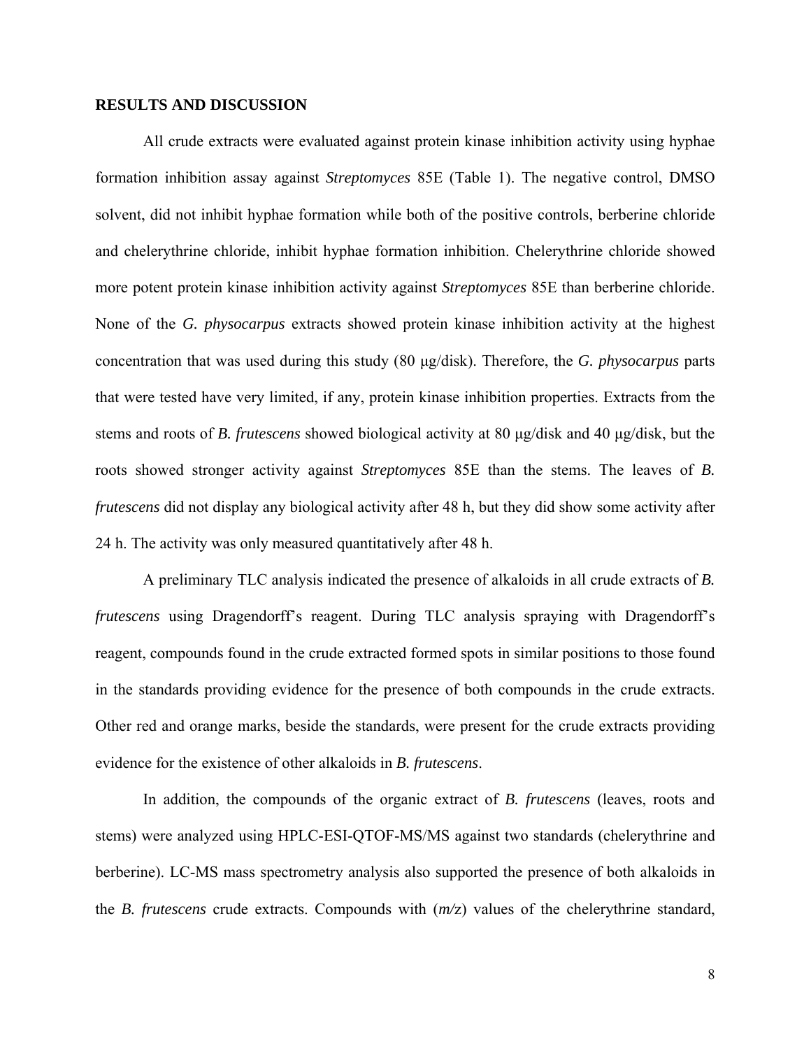## RESULTS AND DISCUSSION

All crude extracts were evaluated against protein kinase inhibition activity using hyphae formation inhibition assay against *Streptomyces* 85E (Table 1). The negative control, DMSO solvent, did not inhibit hyphae formation while both of the positive controls, berberine chloride and chelerythrine chloride, inhibit hyphae formation inhibition. Chelerythrine chloride showed more potent protein kinase inhibition activity against *Streptomyces* 85E than berberine chloride. None of the *G. physocarpus* extracts showed protein kinase inhibition activity at the highest concentration that was used during this study (80 μg/disk). Therefore, the *G. physocarpus* parts that were tested have very limited, if any, protein kinase inhibition properties. Extracts from the stems and roots of *B. frutescens* showed biological activity at 80 μg/disk and 40 μg/disk, but the roots showed stronger activity against *Streptomyces* 85E than the stems. The leaves of *B. frutescens* did not display any biological activity after 48 h, but they did show some activity after 24 h. The activity was only measured quantitatively after 48 h.

A preliminary TLC analysis indicated the presence of alkaloids in all crude extracts of *B. frutescens* using Dragendorff's reagent. During TLC analysis spraying with Dragendorff's reagent, compounds found in the crude extracted formed spots in similar positions to those found in the standards providing evidence for the presence of both compounds in the crude extracts. Other red and orange marks, beside the standards, were present for the crude extracts providing evidence for the existence of other alkaloids in *B. frutescens*.

In addition, the compounds of the organic extract of *B. frutescens* (leaves, roots and stems) were analyzed using HPLC-ESI-QTOF-MS/MS against two standards (chelerythrine and berberine). LC-MS mass spectrometry analysis also supported the presence of both alkaloids in the *B. frutescens* crude extracts. Compounds with (*m/z*) values of the chelerythrine standard,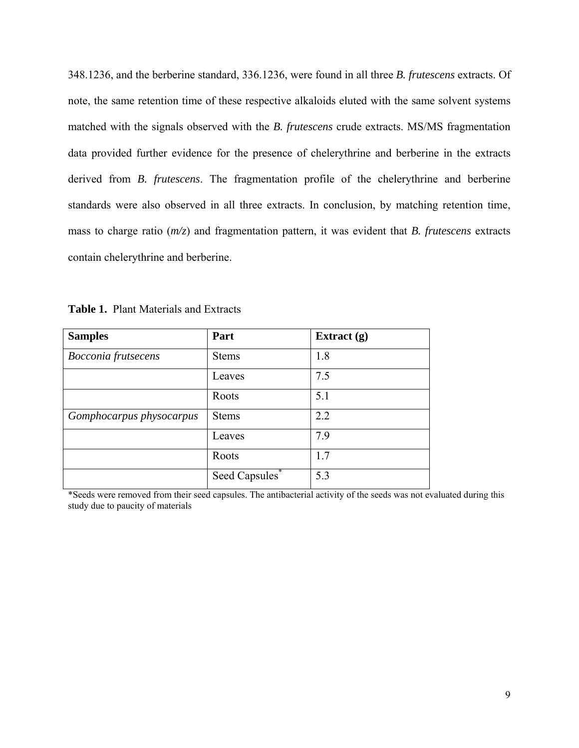348.1236, and the berberine standard, 336.1236, were found in all three *B. frutescens* extracts. Of note, the same retention time of these respective alkaloids eluted with the same solvent systems matched with the signals observed with the *B. frutescens* crude extracts. MS/MS fragmentation data provided further evidence for the presence of chelerythrine and berberine in the extracts derived from *B. frutescens*. The fragmentation profile of the chelerythrine and berberine standards were also observed in all three extracts. In conclusion, by matching retention time, mass to charge ratio (*m/z*) and fragmentation pattern, it was evident that *B. frutescens* extracts contain chelerythrine and berberine.

**Table 1.** Plant Materials and Extracts

| **Samples** | **Part** | **Extract (g)** |
|---|---|---|
| *Bocconia frutsecens* | Stems | 1.8 |
| | Leaves | 7.5 |
| | Roots | 5.1 |
| *Gomphocarpus physocarpus* | Stems | 2.2 |
| | Leaves | 7.9 |
| | Roots | 1.7 |
| | Seed Capsules* | 5.3 |

*Seeds were removed from their seed capsules. The antibacterial activity of the seeds was not evaluated during this study due to paucity of materials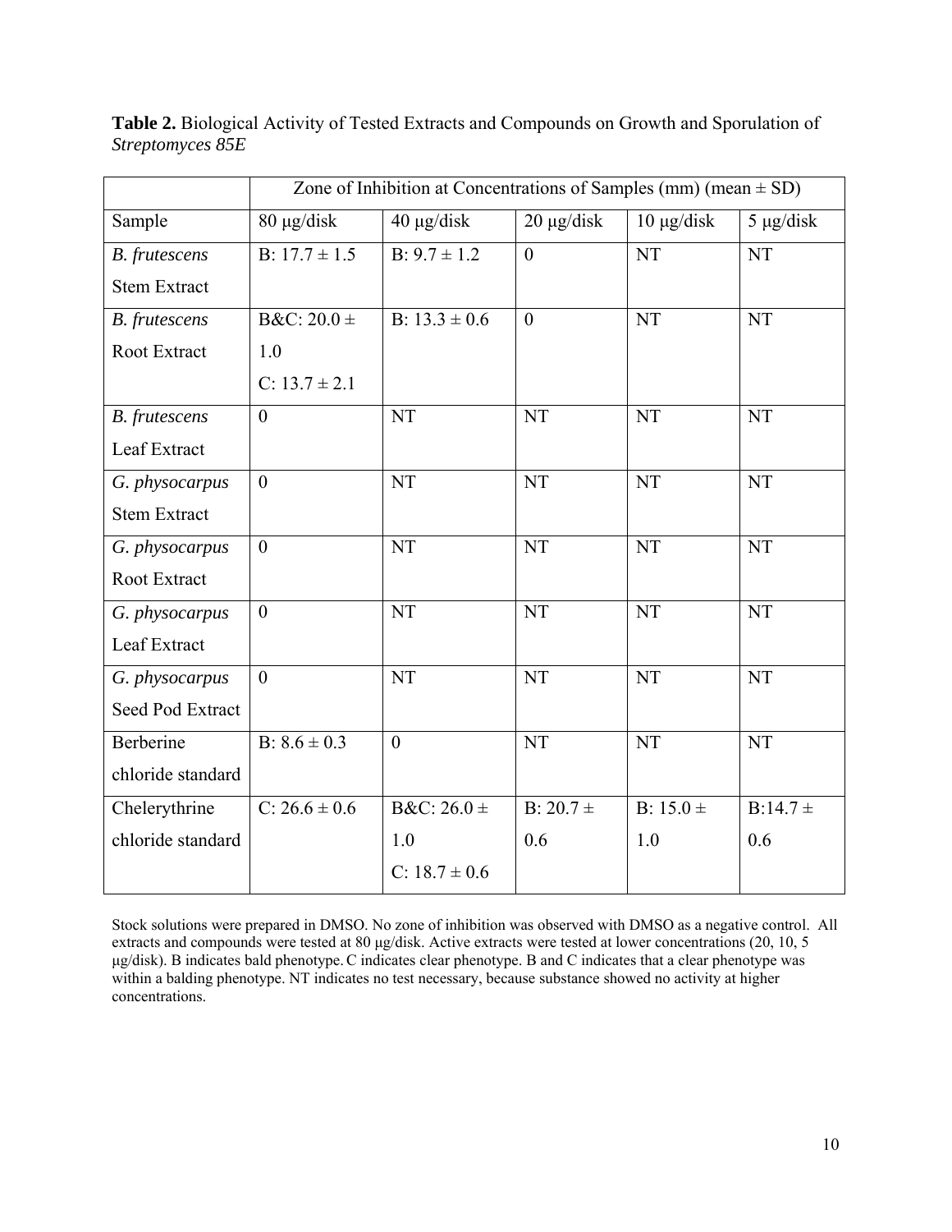**Table 2.** Biological Activity of Tested Extracts and Compounds on Growth and Sporulation of *Streptomyces 85E*

| | Zone of Inhibition at Concentrations of Samples (mm) (mean ± SD) | | | | |
|---|---|---|---|---|---|
| Sample | 80 µg/disk | 40 µg/disk | 20 µg/disk | 10 µg/disk | 5 µg/disk |
| *B. frutescens* Stem Extract | B: 17.7 ± 1.5 | B: 9.7 ± 1.2 | 0 | NT | NT |
| *B. frutescens* Root Extract | B&C: 20.0 ± 1.0<br>C: 13.7 ± 2.1 | B: 13.3 ± 0.6 | 0 | NT | NT |
| *B. frutescens* Leaf Extract | 0 | NT | NT | NT | NT |
| *G. physocarpus* Stem Extract | 0 | NT | NT | NT | NT |
| *G. physocarpus* Root Extract | 0 | NT | NT | NT | NT |
| *G. physocarpus* Leaf Extract | 0 | NT | NT | NT | NT |
| *G. physocarpus* Seed Pod Extract | 0 | NT | NT | NT | NT |
| Berberine chloride standard | B: 8.6 ± 0.3 | 0 | NT | NT | NT |
| Chelerythrine chloride standard | C: 26.6 ± 0.6 | B&C: 26.0 ± 1.0<br>C: 18.7 ± 0.6 | B: 20.7 ± 0.6 | B: 15.0 ± 1.0 | B:14.7 ± 0.6 |

Stock solutions were prepared in DMSO. No zone of inhibition was observed with DMSO as a negative control. All extracts and compounds were tested at 80 µg/disk. Active extracts were tested at lower concentrations (20, 10, 5 µg/disk). B indicates bald phenotype. C indicates clear phenotype. B and C indicates that a clear phenotype was within a balding phenotype. NT indicates no test necessary, because substance showed no activity at higher concentrations.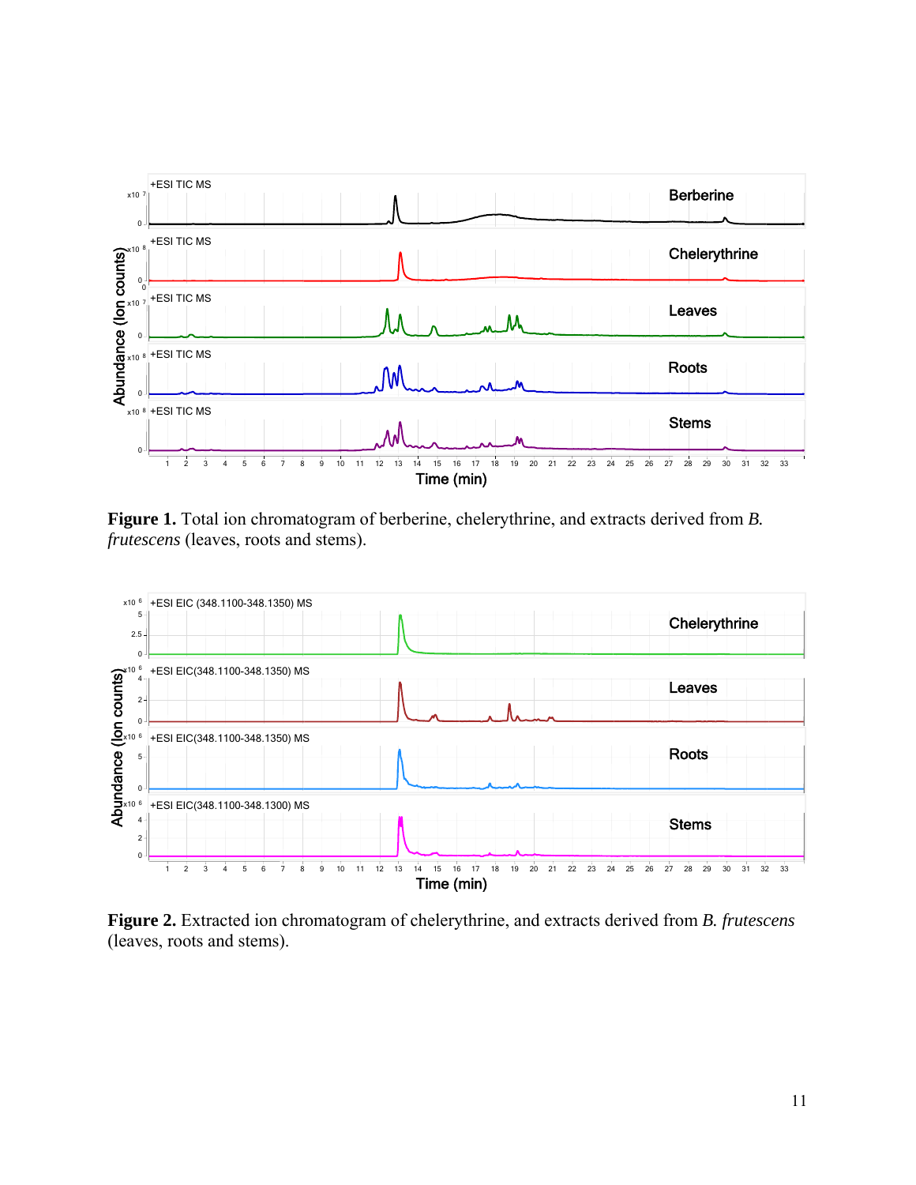**Figure 1.** Total ion chromatogram of berberine, chelerythrine, and extracts derived from *B. frutescens* (leaves, roots and stems).

**Figure 2.** Extracted ion chromatogram of chelerythrine, and extracts derived from *B. frutescens* (leaves, roots and stems).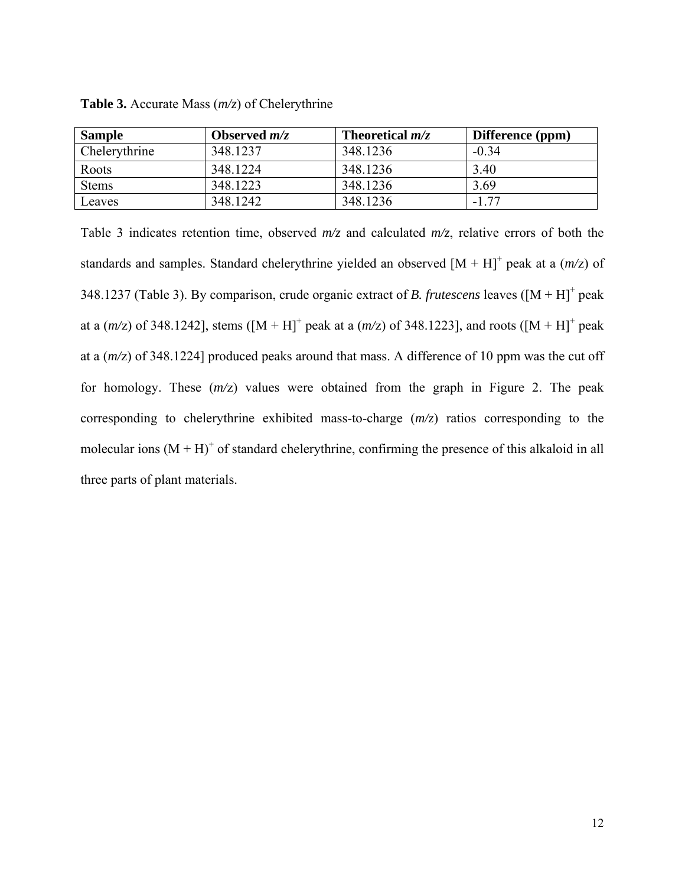**Table 3.** Accurate Mass (*m/z*) of Chelerythrine

| Sample | Observed *m/z* | Theoretical *m/z* | Difference (ppm) |
|---|---|---|---|
| Chelerythrine | 348.1237 | 348.1236 | -0.34 |
| Roots | 348.1224 | 348.1236 | 3.40 |
| Stems | 348.1223 | 348.1236 | 3.69 |
| Leaves | 348.1242 | 348.1236 | -1.77 |

Table 3 indicates retention time, observed *m/z* and calculated *m/z*, relative errors of both the standards and samples. Standard chelerythrine yielded an observed $[M + H]^+$ peak at a (*m/z*) of 348.1237 (Table 3). By comparison, crude organic extract of *B. frutescens* leaves ($[M + H]^+$ peak at a (*m/z*) of 348.1242], stems ($[M + H]^+$ peak at a (*m/z*) of 348.1223], and roots ($[M + H]^+$ peak at a (*m/z*) of 348.1224] produced peaks around that mass. A difference of 10 ppm was the cut off for homology. These (*m/z*) values were obtained from the graph in Figure 2. The peak corresponding to chelerythrine exhibited mass-to-charge (*m/z*) ratios corresponding to the molecular ions $(M + H)^+$ of standard chelerythrine, confirming the presence of this alkaloid in all three parts of plant materials.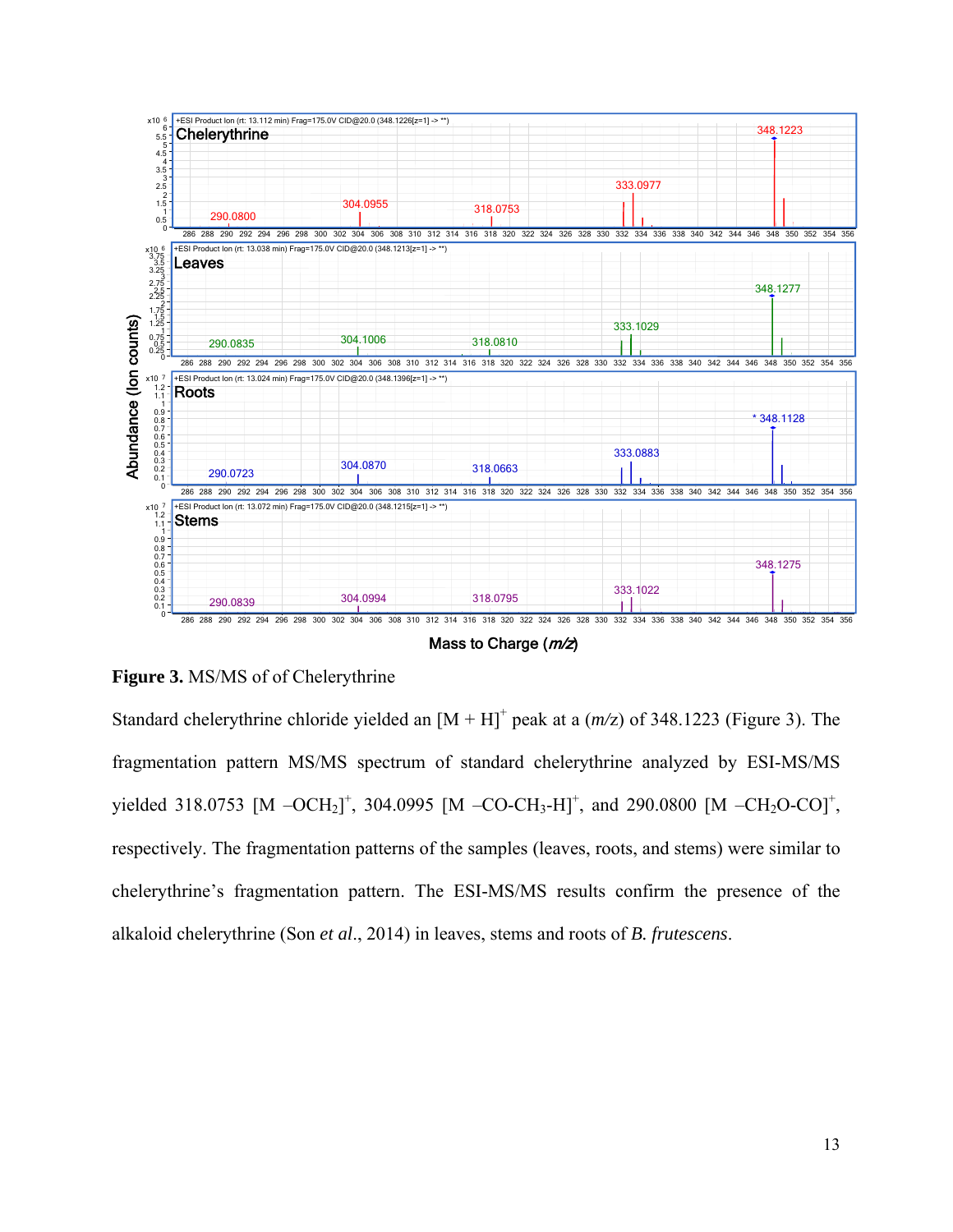**Figure 3.** MS/MS of of Chelerythrine

Standard chelerythrine chloride yielded an $[M + H]^+$ peak at a ($m/z$) of 348.1223 (Figure 3). The fragmentation pattern MS/MS spectrum of standard chelerythrine analyzed by ESI-MS/MS yielded 318.0753 $[M -OCH_2]^+$, 304.0995 $[M -CO\text{-}CH_3\text{-}H]^+$, and 290.0800 $[M -CH_2O\text{-}CO]^+$, respectively. The fragmentation patterns of the samples (leaves, roots, and stems) were similar to chelerythrine's fragmentation pattern. The ESI-MS/MS results confirm the presence of the alkaloid chelerythrine (Son *et al*., 2014) in leaves, stems and roots of *B. frutescens*.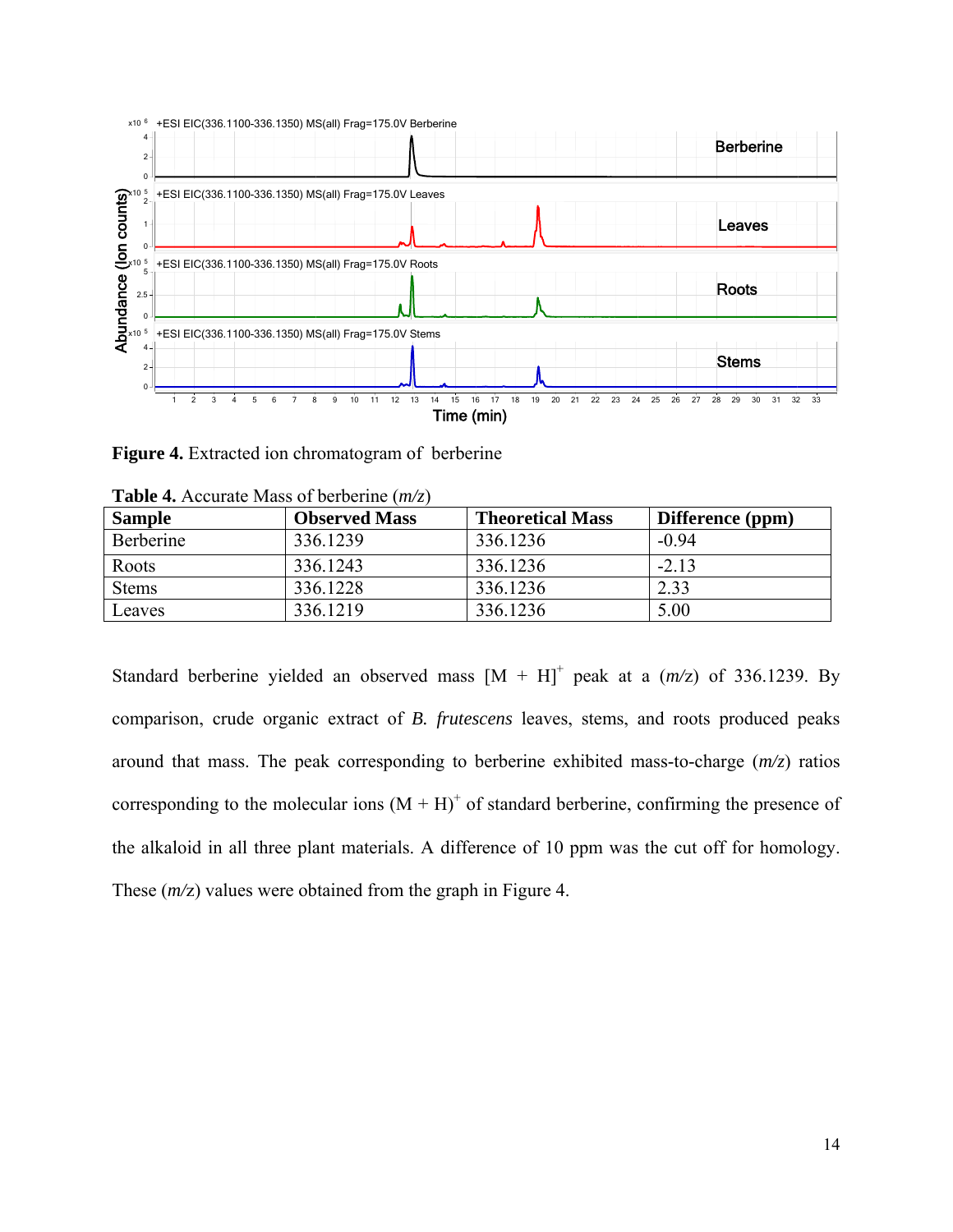**Figure 4.** Extracted ion chromatogram of berberine

**Table 4.** Accurate Mass of berberine (*m/z*)

| Sample | Observed Mass | Theoretical Mass | Difference (ppm) |
|---|---|---|---|
| Berberine | 336.1239 | 336.1236 | -0.94 |
| Roots | 336.1243 | 336.1236 | -2.13 |
| Stems | 336.1228 | 336.1236 | 2.33 |
| Leaves | 336.1219 | 336.1236 | 5.00 |

Standard berberine yielded an observed mass $[M + H]^+$ peak at a (*m/z*) of 336.1239. By comparison, crude organic extract of *B. frutescens* leaves, stems, and roots produced peaks around that mass. The peak corresponding to berberine exhibited mass-to-charge (*m/z*) ratios corresponding to the molecular ions $(M + H)^+$ of standard berberine, confirming the presence of the alkaloid in all three plant materials. A difference of 10 ppm was the cut off for homology. These (*m/z*) values were obtained from the graph in Figure 4.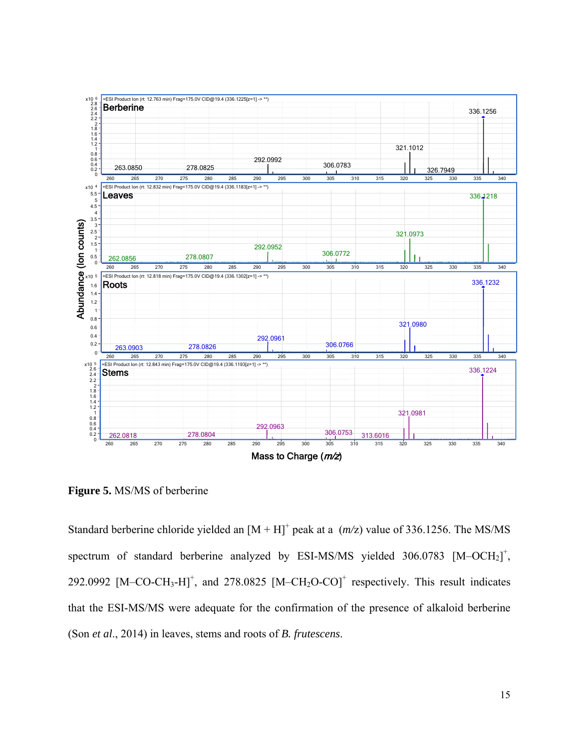**Figure 5.** MS/MS of berberine

Standard berberine chloride yielded an $[M + H]^+$ peak at a (*m/z*) value of 336.1256. The MS/MS spectrum of standard berberine analyzed by ESI-MS/MS yielded 306.0783 $[M–OCH_2]^+$, 292.0992 $[M–CO-CH_3-H]^+$, and 278.0825 $[M–CH_2O-CO]^+$ respectively. This result indicates that the ESI-MS/MS were adequate for the confirmation of the presence of alkaloid berberine (Son *et al*., 2014) in leaves, stems and roots of *B. frutescens*.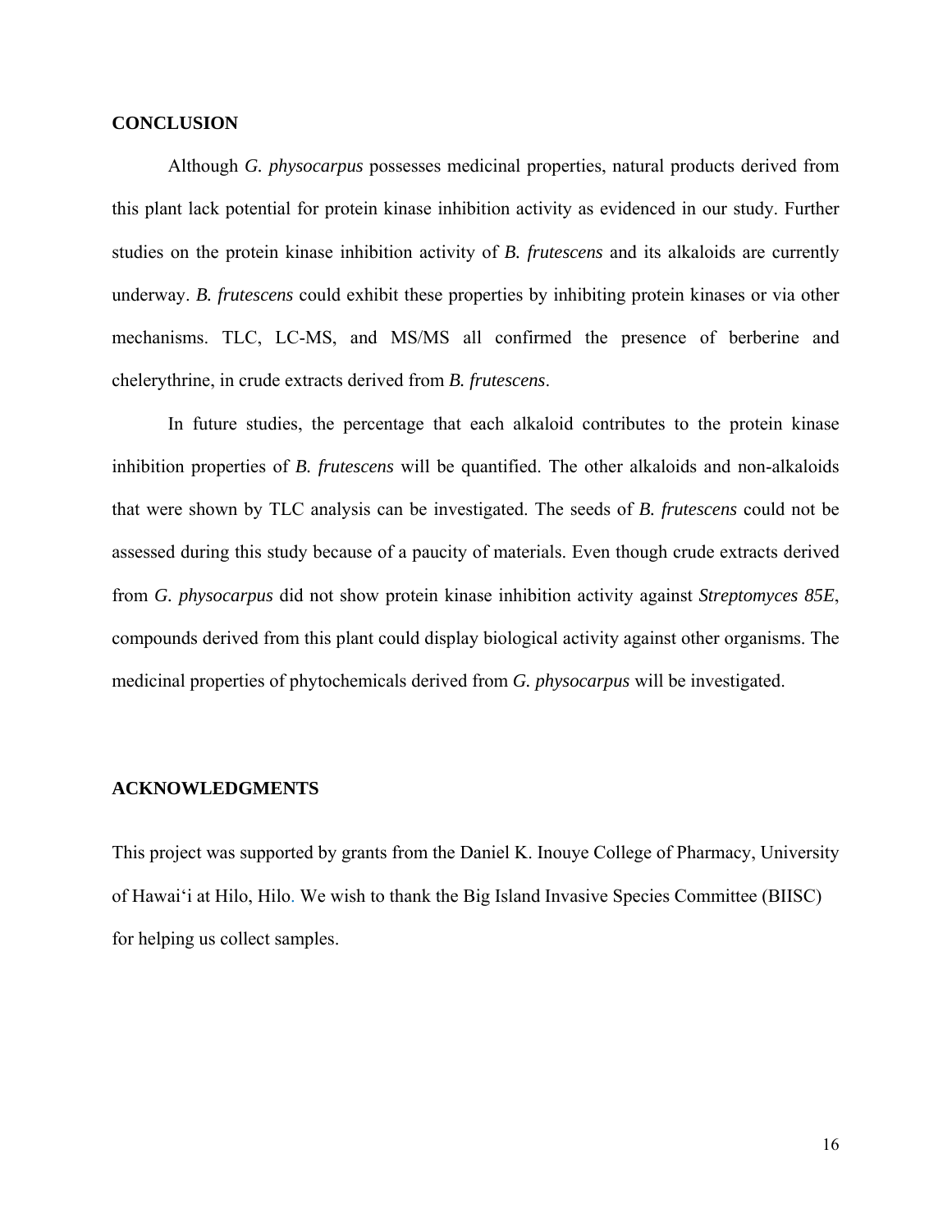## CONCLUSION

Although *G. physocarpus* possesses medicinal properties, natural products derived from this plant lack potential for protein kinase inhibition activity as evidenced in our study. Further studies on the protein kinase inhibition activity of *B. frutescens* and its alkaloids are currently underway. *B. frutescens* could exhibit these properties by inhibiting protein kinases or via other mechanisms. TLC, LC-MS, and MS/MS all confirmed the presence of berberine and chelerythrine, in crude extracts derived from *B. frutescens*.

In future studies, the percentage that each alkaloid contributes to the protein kinase inhibition properties of *B. frutescens* will be quantified. The other alkaloids and non-alkaloids that were shown by TLC analysis can be investigated. The seeds of *B. frutescens* could not be assessed during this study because of a paucity of materials. Even though crude extracts derived from *G. physocarpus* did not show protein kinase inhibition activity against *Streptomyces 85E*, compounds derived from this plant could display biological activity against other organisms. The medicinal properties of phytochemicals derived from *G. physocarpus* will be investigated.

## ACKNOWLEDGMENTS

This project was supported by grants from the Daniel K. Inouye College of Pharmacy, University of Hawai'i at Hilo, Hilo. We wish to thank the Big Island Invasive Species Committee (BIISC) for helping us collect samples.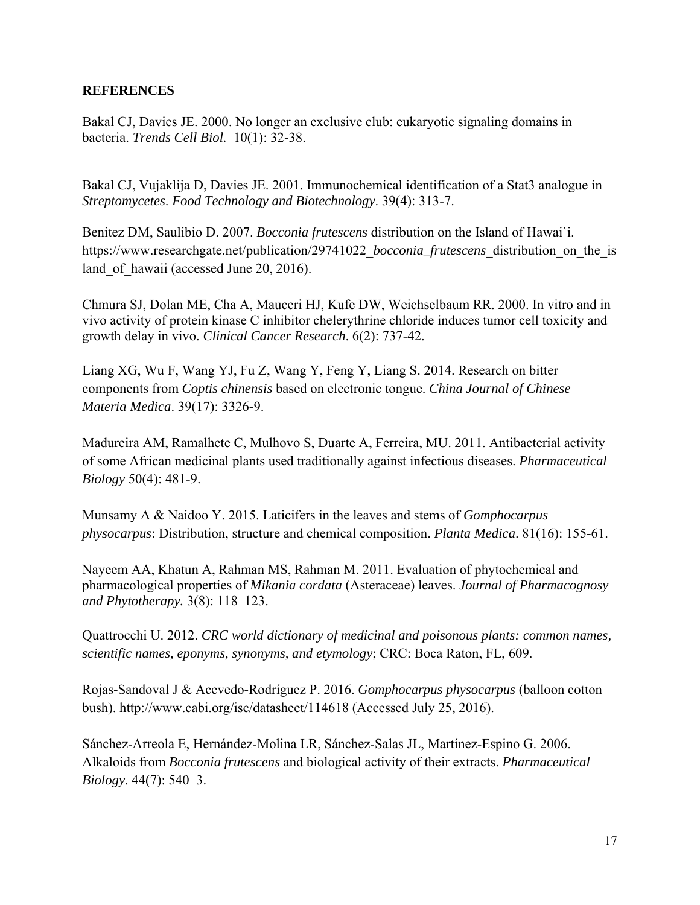## REFERENCES

Bakal CJ, Davies JE. 2000. No longer an exclusive club: eukaryotic signaling domains in bacteria. *Trends Cell Biol.* 10(1): 32-38.

Bakal CJ, Vujaklija D, Davies JE. 2001. Immunochemical identification of a Stat3 analogue in *Streptomycetes*. *Food Technology and Biotechnology*. 39(4): 313-7.

Benitez DM, Saulibio D. 2007. *Bocconia frutescens* distribution on the Island of Hawai`i. https://www.researchgate.net/publication/29741022_*bocconia_frutescens*_distribution_on_the_island_of_hawaii (accessed June 20, 2016).

Chmura SJ, Dolan ME, Cha A, Mauceri HJ, Kufe DW, Weichselbaum RR. 2000. In vitro and in vivo activity of protein kinase C inhibitor chelerythrine chloride induces tumor cell toxicity and growth delay in vivo. *Clinical Cancer Research*. 6(2): 737-42.

Liang XG, Wu F, Wang YJ, Fu Z, Wang Y, Feng Y, Liang S. 2014. Research on bitter components from *Coptis chinensis* based on electronic tongue. *China Journal of Chinese Materia Medica*. 39(17): 3326-9.

Madureira AM, Ramalhete C, Mulhovo S, Duarte A, Ferreira, MU. 2011. Antibacterial activity of some African medicinal plants used traditionally against infectious diseases. *Pharmaceutical Biology* 50(4): 481-9.

Munsamy A & Naidoo Y. 2015. Laticifers in the leaves and stems of *Gomphocarpus physocarpus*: Distribution, structure and chemical composition. *Planta Medica*. 81(16): 155-61.

Nayeem AA, Khatun A, Rahman MS, Rahman M. 2011. Evaluation of phytochemical and pharmacological properties of *Mikania cordata* (Asteraceae) leaves. *Journal of Pharmacognosy and Phytotherapy.* 3(8): 118–123.

Quattrocchi U. 2012. *CRC world dictionary of medicinal and poisonous plants: common names, scientific names, eponyms, synonyms, and etymology*; CRC: Boca Raton, FL, 609.

Rojas-Sandoval J & Acevedo-Rodríguez P. 2016. *Gomphocarpus physocarpus* (balloon cotton bush). http://www.cabi.org/isc/datasheet/114618 (Accessed July 25, 2016).

Sánchez-Arreola E, Hernández-Molina LR, Sánchez-Salas JL, Martínez-Espino G. 2006. Alkaloids from *Bocconia frutescens* and biological activity of their extracts. *Pharmaceutical Biology*. 44(7): 540–3.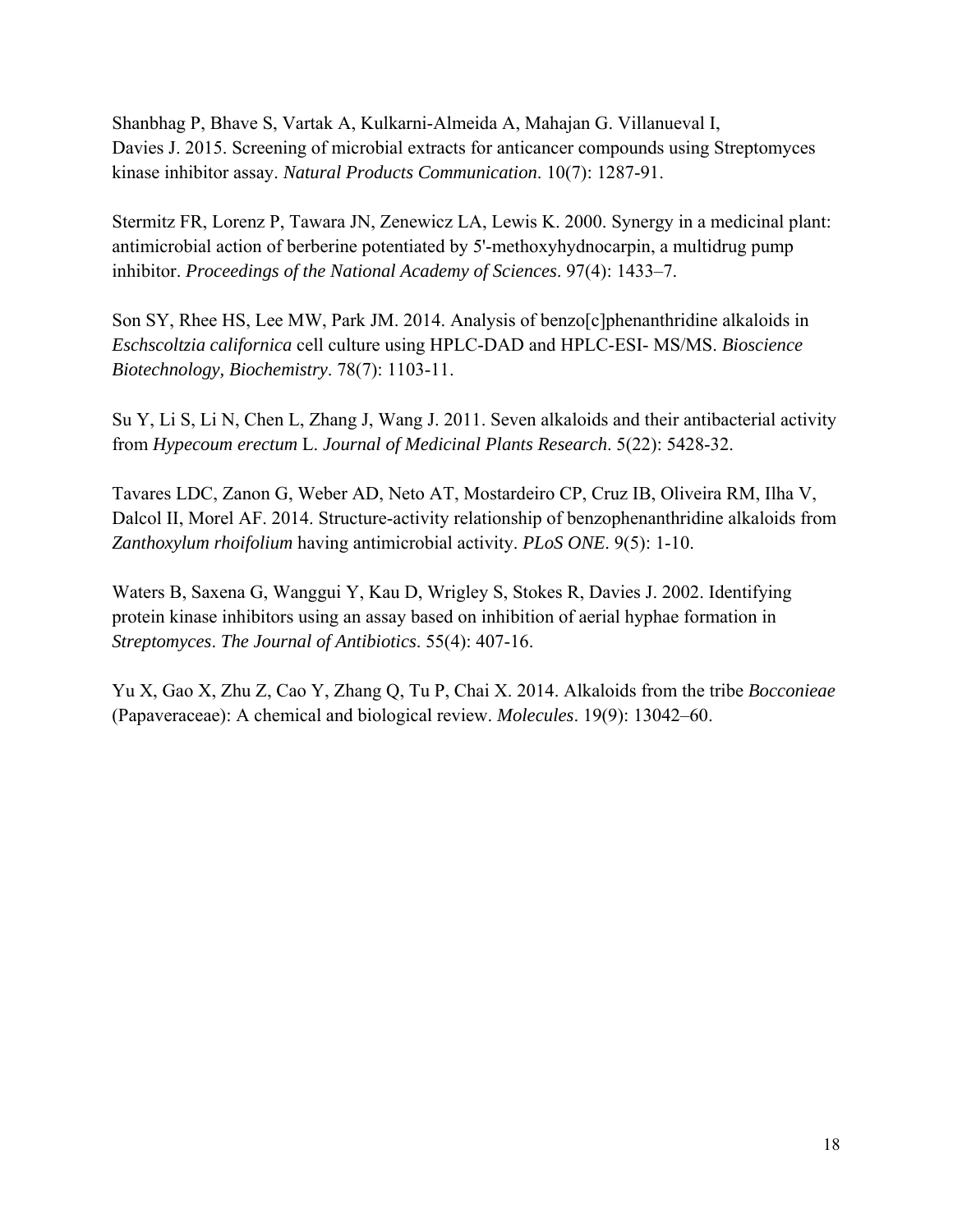Shanbhag P, Bhave S, Vartak A, Kulkarni-Almeida A, Mahajan G. Villanueval I, Davies J. 2015. Screening of microbial extracts for anticancer compounds using Streptomyces kinase inhibitor assay. *Natural Products Communication*. 10(7): 1287-91.

Stermitz FR, Lorenz P, Tawara JN, Zenewicz LA, Lewis K. 2000. Synergy in a medicinal plant: antimicrobial action of berberine potentiated by 5'-methoxyhydnocarpin, a multidrug pump inhibitor. *Proceedings of the National Academy of Sciences*. 97(4): 1433–7.

Son SY, Rhee HS, Lee MW, Park JM. 2014. Analysis of benzo[c]phenanthridine alkaloids in *Eschscoltzia californica* cell culture using HPLC-DAD and HPLC-ESI- MS/MS. *Bioscience Biotechnology, Biochemistry*. 78(7): 1103-11.

Su Y, Li S, Li N, Chen L, Zhang J, Wang J. 2011. Seven alkaloids and their antibacterial activity from *Hypecoum erectum* L. *Journal of Medicinal Plants Research*. 5(22): 5428-32.

Tavares LDC, Zanon G, Weber AD, Neto AT, Mostardeiro CP, Cruz IB, Oliveira RM, Ilha V, Dalcol II, Morel AF. 2014. Structure-activity relationship of benzophenanthridine alkaloids from *Zanthoxylum rhoifolium* having antimicrobial activity. *PLoS ONE*. 9(5): 1-10.

Waters B, Saxena G, Wanggui Y, Kau D, Wrigley S, Stokes R, Davies J. 2002. Identifying protein kinase inhibitors using an assay based on inhibition of aerial hyphae formation in *Streptomyces*. *The Journal of Antibiotics*. 55(4): 407-16.

Yu X, Gao X, Zhu Z, Cao Y, Zhang Q, Tu P, Chai X. 2014. Alkaloids from the tribe *Bocconieae* (Papaveraceae): A chemical and biological review. *Molecules*. 19(9): 13042–60.